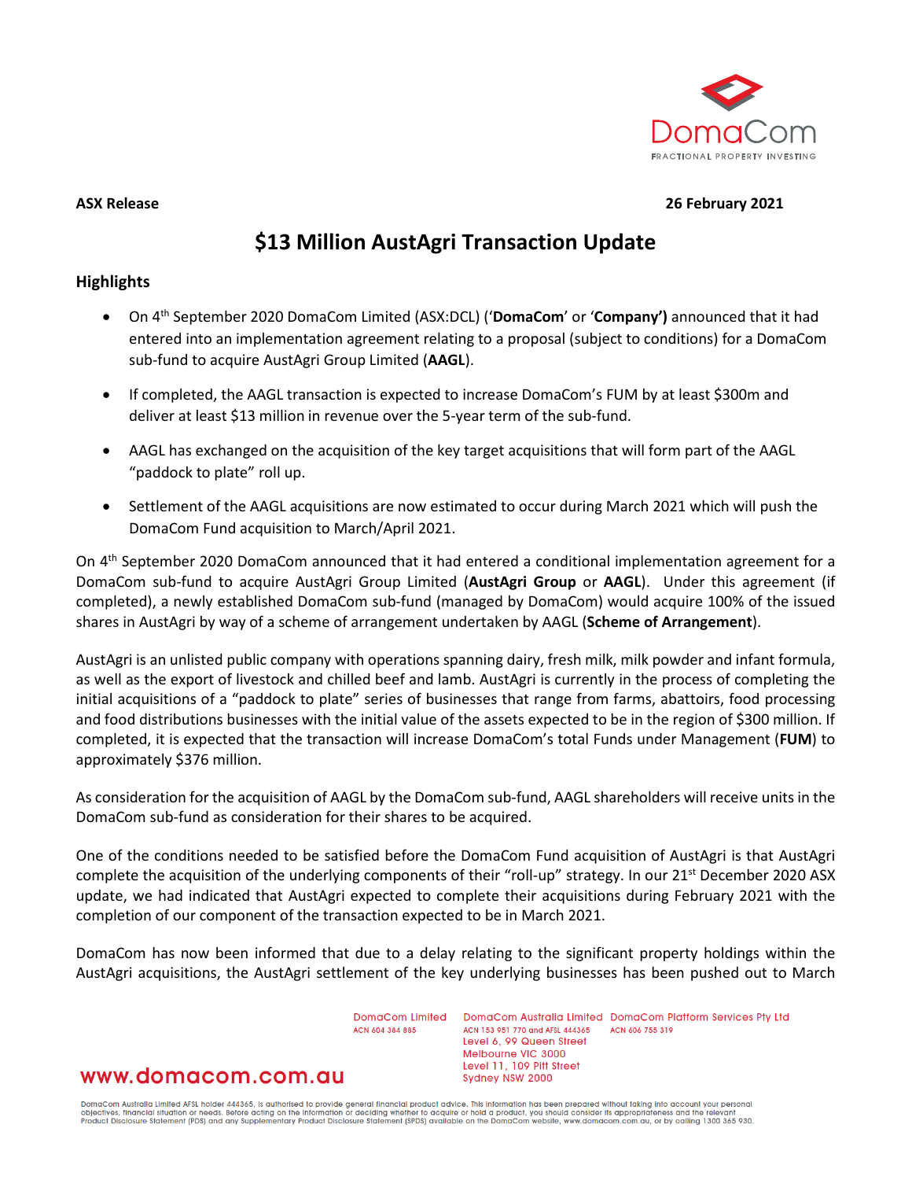**ASX Release** **26 February 2021**

# $13 Million AustAgri Transaction Update

## Highlights

- On 4th September 2020 DomaCom Limited (ASX:DCL) ('**DomaCom**' or '**Company')** announced that it had entered into an implementation agreement relating to a proposal (subject to conditions) for a DomaCom sub-fund to acquire AustAgri Group Limited (**AAGL**).
- If completed, the AAGL transaction is expected to increase DomaCom's FUM by at least $300m and deliver at least $13 million in revenue over the 5-year term of the sub-fund.
- AAGL has exchanged on the acquisition of the key target acquisitions that will form part of the AAGL "paddock to plate" roll up.
- Settlement of the AAGL acquisitions are now estimated to occur during March 2021 which will push the DomaCom Fund acquisition to March/April 2021.

On 4th September 2020 DomaCom announced that it had entered a conditional implementation agreement for a DomaCom sub-fund to acquire AustAgri Group Limited (**AustAgri Group** or **AAGL**). Under this agreement (if completed), a newly established DomaCom sub-fund (managed by DomaCom) would acquire 100% of the issued shares in AustAgri by way of a scheme of arrangement undertaken by AAGL (**Scheme of Arrangement**).

AustAgri is an unlisted public company with operations spanning dairy, fresh milk, milk powder and infant formula, as well as the export of livestock and chilled beef and lamb. AustAgri is currently in the process of completing the initial acquisitions of a "paddock to plate" series of businesses that range from farms, abattoirs, food processing and food distributions businesses with the initial value of the assets expected to be in the region of $300 million. If completed, it is expected that the transaction will increase DomaCom's total Funds under Management (**FUM**) to approximately $376 million.

As consideration for the acquisition of AAGL by the DomaCom sub-fund, AAGL shareholders will receive units in the DomaCom sub-fund as consideration for their shares to be acquired.

One of the conditions needed to be satisfied before the DomaCom Fund acquisition of AustAgri is that AustAgri complete the acquisition of the underlying components of their "roll-up" strategy. In our 21st December 2020 ASX update, we had indicated that AustAgri expected to complete their acquisitions during February 2021 with the completion of our component of the transaction expected to be in March 2021.

DomaCom has now been informed that due to a delay relating to the significant property holdings within the AustAgri acquisitions, the AustAgri settlement of the key underlying businesses has been pushed out to March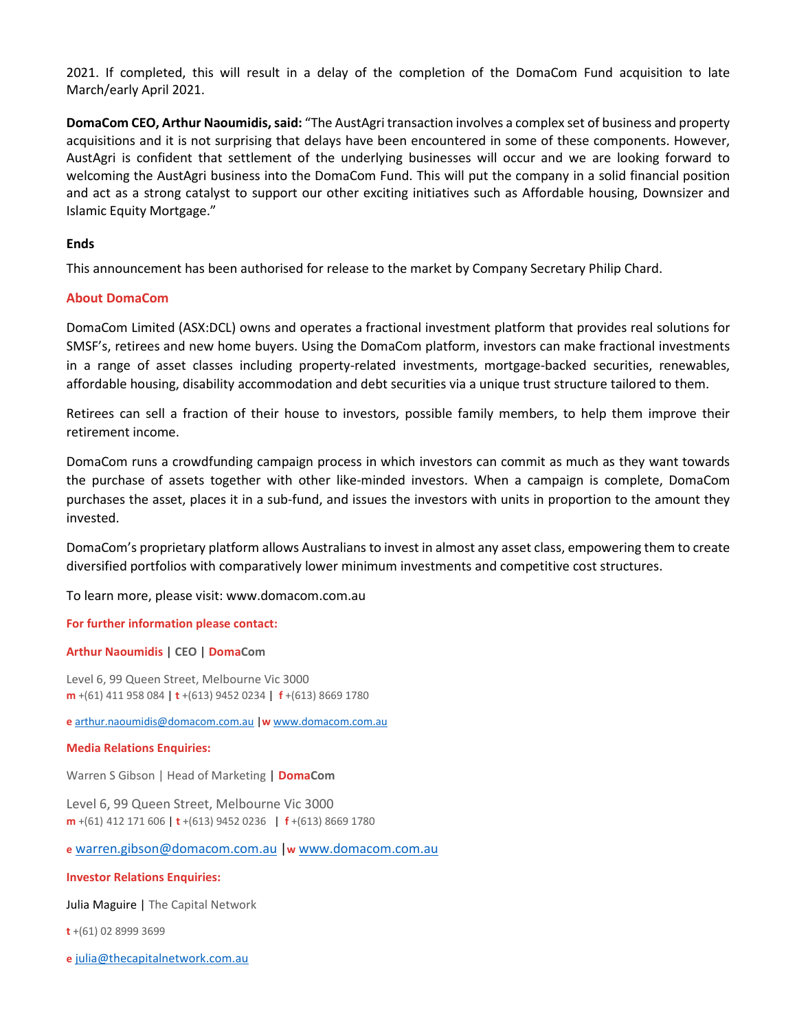2021. If completed, this will result in a delay of the completion of the DomaCom Fund acquisition to late March/early April 2021.

**DomaCom CEO, Arthur Naoumidis, said:** "The AustAgri transaction involves a complex set of business and property acquisitions and it is not surprising that delays have been encountered in some of these components. However, AustAgri is confident that settlement of the underlying businesses will occur and we are looking forward to welcoming the AustAgri business into the DomaCom Fund. This will put the company in a solid financial position and act as a strong catalyst to support our other exciting initiatives such as Affordable housing, Downsizer and Islamic Equity Mortgage."

**Ends**

This announcement has been authorised for release to the market by Company Secretary Philip Chard.

**About DomaCom**

DomaCom Limited (ASX:DCL) owns and operates a fractional investment platform that provides real solutions for SMSF's, retirees and new home buyers. Using the DomaCom platform, investors can make fractional investments in a range of asset classes including property-related investments, mortgage-backed securities, renewables, affordable housing, disability accommodation and debt securities via a unique trust structure tailored to them.

Retirees can sell a fraction of their house to investors, possible family members, to help them improve their retirement income.

DomaCom runs a crowdfunding campaign process in which investors can commit as much as they want towards the purchase of assets together with other like-minded investors. When a campaign is complete, DomaCom purchases the asset, places it in a sub-fund, and issues the investors with units in proportion to the amount they invested.

DomaCom's proprietary platform allows Australians to invest in almost any asset class, empowering them to create diversified portfolios with comparatively lower minimum investments and competitive cost structures.

To learn more, please visit: www.domacom.com.au

**For further information please contact:**

**Arthur Naoumidis** | **CEO** | **DomaCom**

Level 6, 99 Queen Street, Melbourne Vic 3000
**m** +(61) 411 958 084 | **t** +(613) 9452 0234 | **f** +(613) 8669 1780

**e** arthur.naoumidis@domacom.com.au |**w** www.domacom.com.au

**Media Relations Enquiries:**

Warren S Gibson | Head of Marketing | **DomaCom**

Level 6, 99 Queen Street, Melbourne Vic 3000
**m** +(61) 412 171 606 | **t** +(613) 9452 0236 | **f** +(613) 8669 1780

**e** warren.gibson@domacom.com.au |**w** www.domacom.com.au

**Investor Relations Enquiries:**

Julia Maguire | The Capital Network

**t** +(61) 02 8999 3699

**e** julia@thecapitalnetwork.com.au